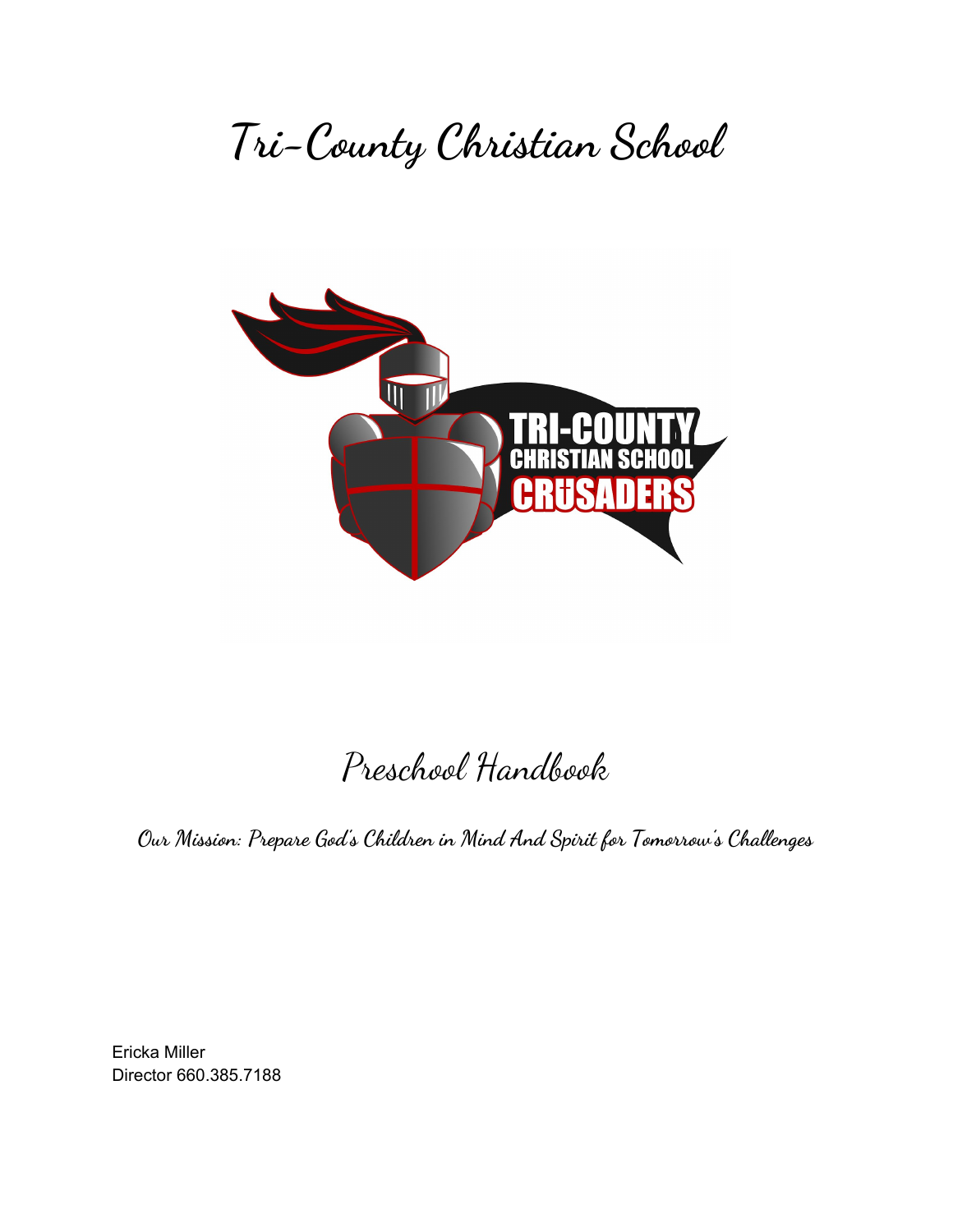# Tri-County Christian School

## Preschool Handbook

*Our Mission: Prepare God's Children in Mind And Spirit for Tomorrow's Challenges*

Ericka Miller
Director 660.385.7188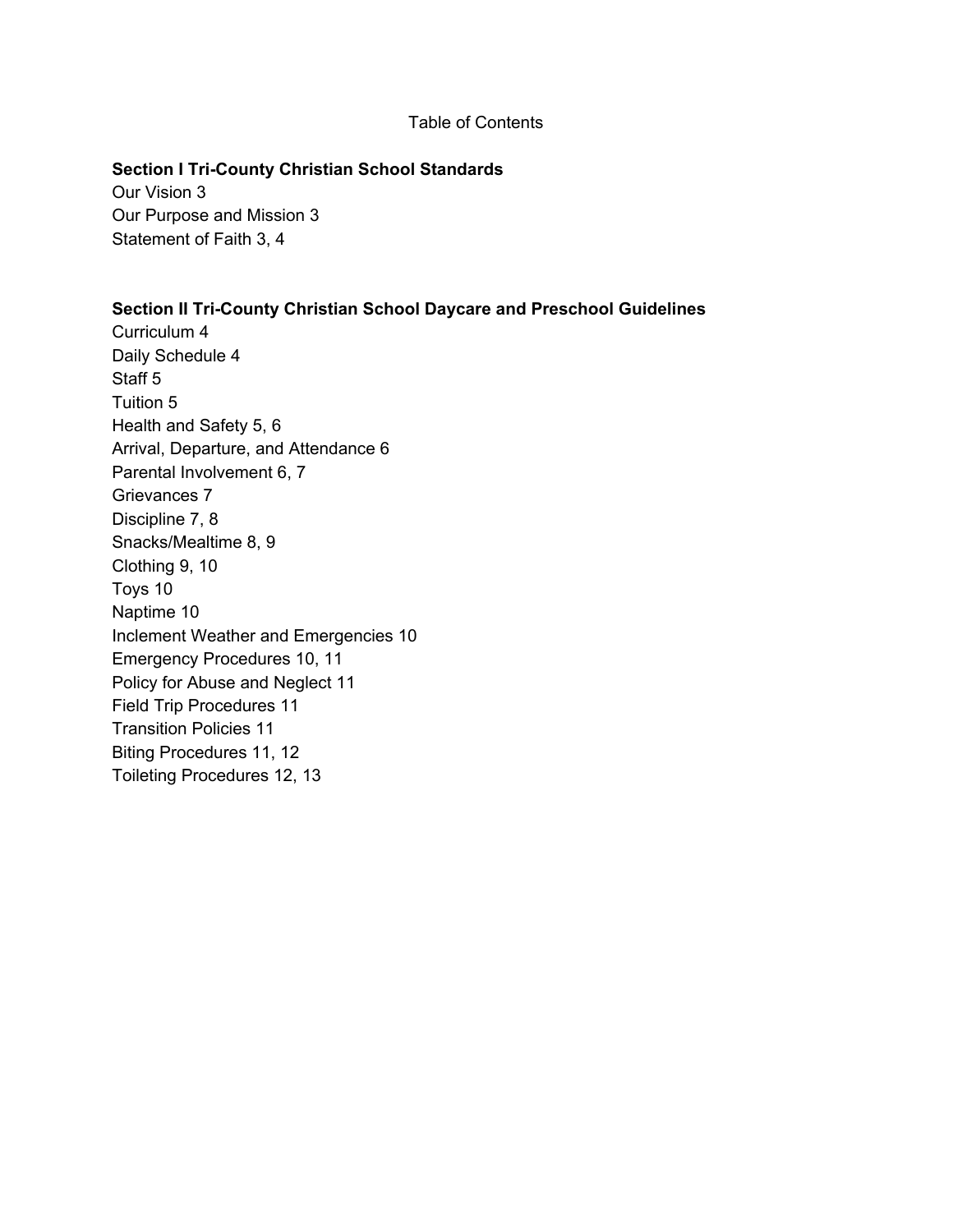# Table of Contents

**Section I Tri-County Christian School Standards**

Our Vision 3
Our Purpose and Mission 3
Statement of Faith 3, 4

**Section II Tri-County Christian School Daycare and Preschool Guidelines**

Curriculum 4
Daily Schedule 4
Staff 5
Tuition 5
Health and Safety 5, 6
Arrival, Departure, and Attendance 6
Parental Involvement 6, 7
Grievances 7
Discipline 7, 8
Snacks/Mealtime 8, 9
Clothing 9, 10
Toys 10
Naptime 10
Inclement Weather and Emergencies 10
Emergency Procedures 10, 11
Policy for Abuse and Neglect 11
Field Trip Procedures 11
Transition Policies 11
Biting Procedures 11, 12
Toileting Procedures 12, 13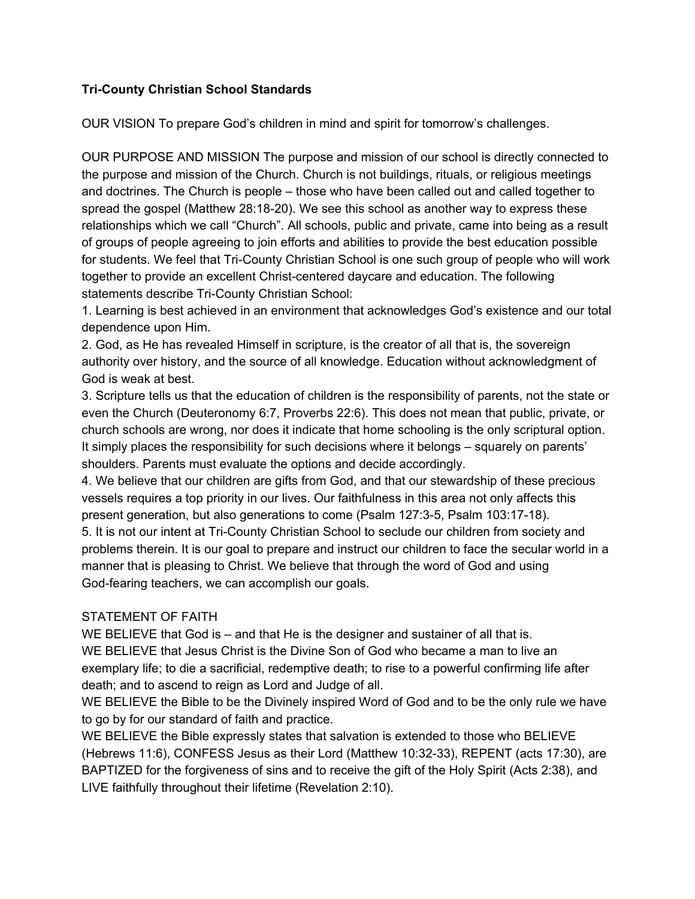## Tri-County Christian School Standards

OUR VISION To prepare God's children in mind and spirit for tomorrow's challenges.

OUR PURPOSE AND MISSION The purpose and mission of our school is directly connected to the purpose and mission of the Church. Church is not buildings, rituals, or religious meetings and doctrines. The Church is people – those who have been called out and called together to spread the gospel (Matthew 28:18-20). We see this school as another way to express these relationships which we call "Church". All schools, public and private, came into being as a result of groups of people agreeing to join efforts and abilities to provide the best education possible for students. We feel that Tri-County Christian School is one such group of people who will work together to provide an excellent Christ-centered daycare and education. The following statements describe Tri-County Christian School:

1. Learning is best achieved in an environment that acknowledges God's existence and our total dependence upon Him.
2. God, as He has revealed Himself in scripture, is the creator of all that is, the sovereign authority over history, and the source of all knowledge. Education without acknowledgment of God is weak at best.
3. Scripture tells us that the education of children is the responsibility of parents, not the state or even the Church (Deuteronomy 6:7, Proverbs 22:6). This does not mean that public, private, or church schools are wrong, nor does it indicate that home schooling is the only scriptural option. It simply places the responsibility for such decisions where it belongs – squarely on parents' shoulders. Parents must evaluate the options and decide accordingly.
4. We believe that our children are gifts from God, and that our stewardship of these precious vessels requires a top priority in our lives. Our faithfulness in this area not only affects this present generation, but also generations to come (Psalm 127:3-5, Psalm 103:17-18).
5. It is not our intent at Tri-County Christian School to seclude our children from society and problems therein. It is our goal to prepare and instruct our children to face the secular world in a manner that is pleasing to Christ. We believe that through the word of God and using God-fearing teachers, we can accomplish our goals.

STATEMENT OF FAITH

WE BELIEVE that God is – and that He is the designer and sustainer of all that is.

WE BELIEVE that Jesus Christ is the Divine Son of God who became a man to live an exemplary life; to die a sacrificial, redemptive death; to rise to a powerful confirming life after death; and to ascend to reign as Lord and Judge of all.

WE BELIEVE the Bible to be the Divinely inspired Word of God and to be the only rule we have to go by for our standard of faith and practice.

WE BELIEVE the Bible expressly states that salvation is extended to those who BELIEVE (Hebrews 11:6), CONFESS Jesus as their Lord (Matthew 10:32-33), REPENT (acts 17:30), are BAPTIZED for the forgiveness of sins and to receive the gift of the Holy Spirit (Acts 2:38), and LIVE faithfully throughout their lifetime (Revelation 2:10).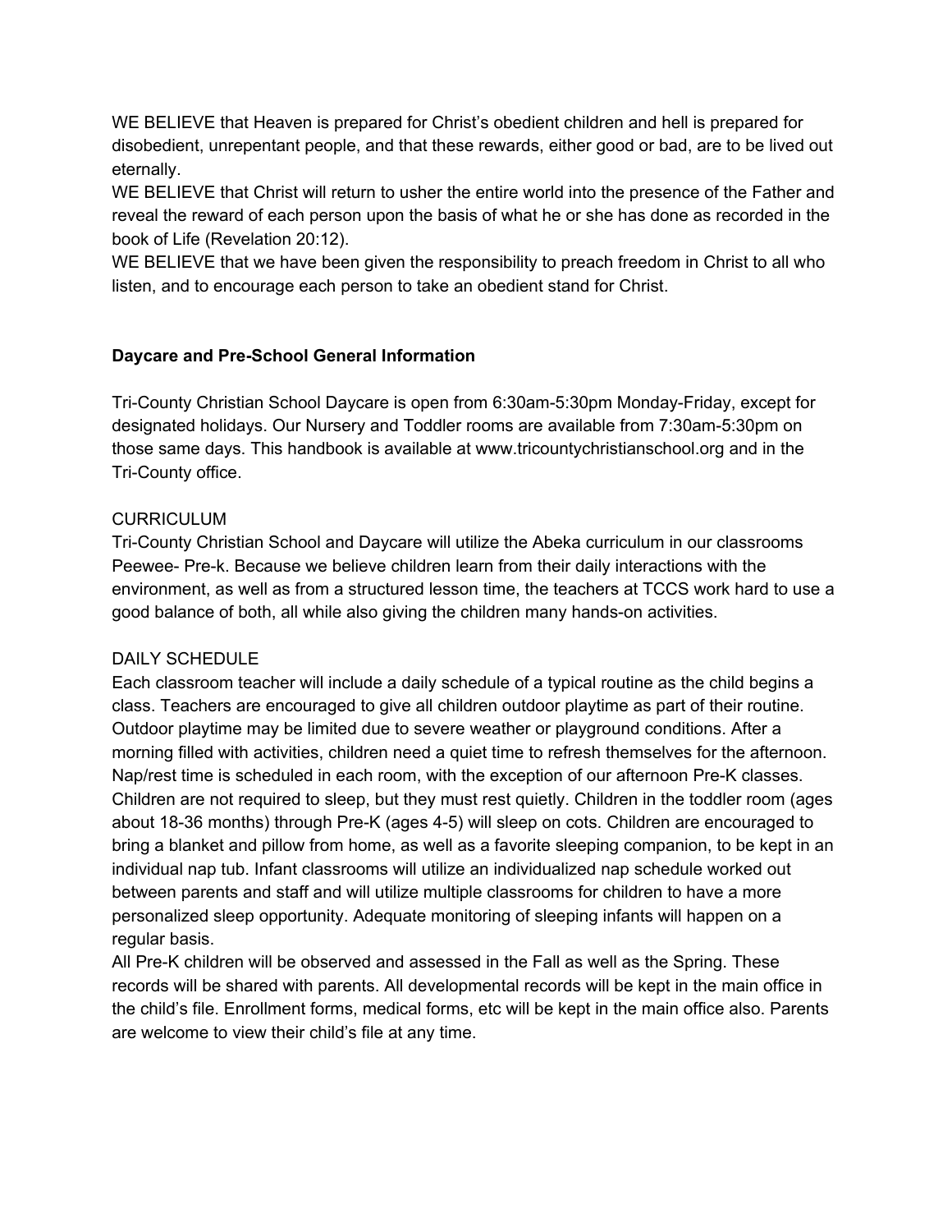WE BELIEVE that Heaven is prepared for Christ's obedient children and hell is prepared for disobedient, unrepentant people, and that these rewards, either good or bad, are to be lived out eternally.

WE BELIEVE that Christ will return to usher the entire world into the presence of the Father and reveal the reward of each person upon the basis of what he or she has done as recorded in the book of Life (Revelation 20:12).

WE BELIEVE that we have been given the responsibility to preach freedom in Christ to all who listen, and to encourage each person to take an obedient stand for Christ.

**Daycare and Pre-School General Information**

Tri-County Christian School Daycare is open from 6:30am-5:30pm Monday-Friday, except for designated holidays. Our Nursery and Toddler rooms are available from 7:30am-5:30pm on those same days. This handbook is available at www.tricountychristianschool.org and in the Tri-County office.

CURRICULUM

Tri-County Christian School and Daycare will utilize the Abeka curriculum in our classrooms Peewee- Pre-k. Because we believe children learn from their daily interactions with the environment, as well as from a structured lesson time, the teachers at TCCS work hard to use a good balance of both, all while also giving the children many hands-on activities.

DAILY SCHEDULE

Each classroom teacher will include a daily schedule of a typical routine as the child begins a class. Teachers are encouraged to give all children outdoor playtime as part of their routine. Outdoor playtime may be limited due to severe weather or playground conditions. After a morning filled with activities, children need a quiet time to refresh themselves for the afternoon. Nap/rest time is scheduled in each room, with the exception of our afternoon Pre-K classes. Children are not required to sleep, but they must rest quietly. Children in the toddler room (ages about 18-36 months) through Pre-K (ages 4-5) will sleep on cots. Children are encouraged to bring a blanket and pillow from home, as well as a favorite sleeping companion, to be kept in an individual nap tub. Infant classrooms will utilize an individualized nap schedule worked out between parents and staff and will utilize multiple classrooms for children to have a more personalized sleep opportunity. Adequate monitoring of sleeping infants will happen on a regular basis.

All Pre-K children will be observed and assessed in the Fall as well as the Spring. These records will be shared with parents. All developmental records will be kept in the main office in the child's file. Enrollment forms, medical forms, etc will be kept in the main office also. Parents are welcome to view their child's file at any time.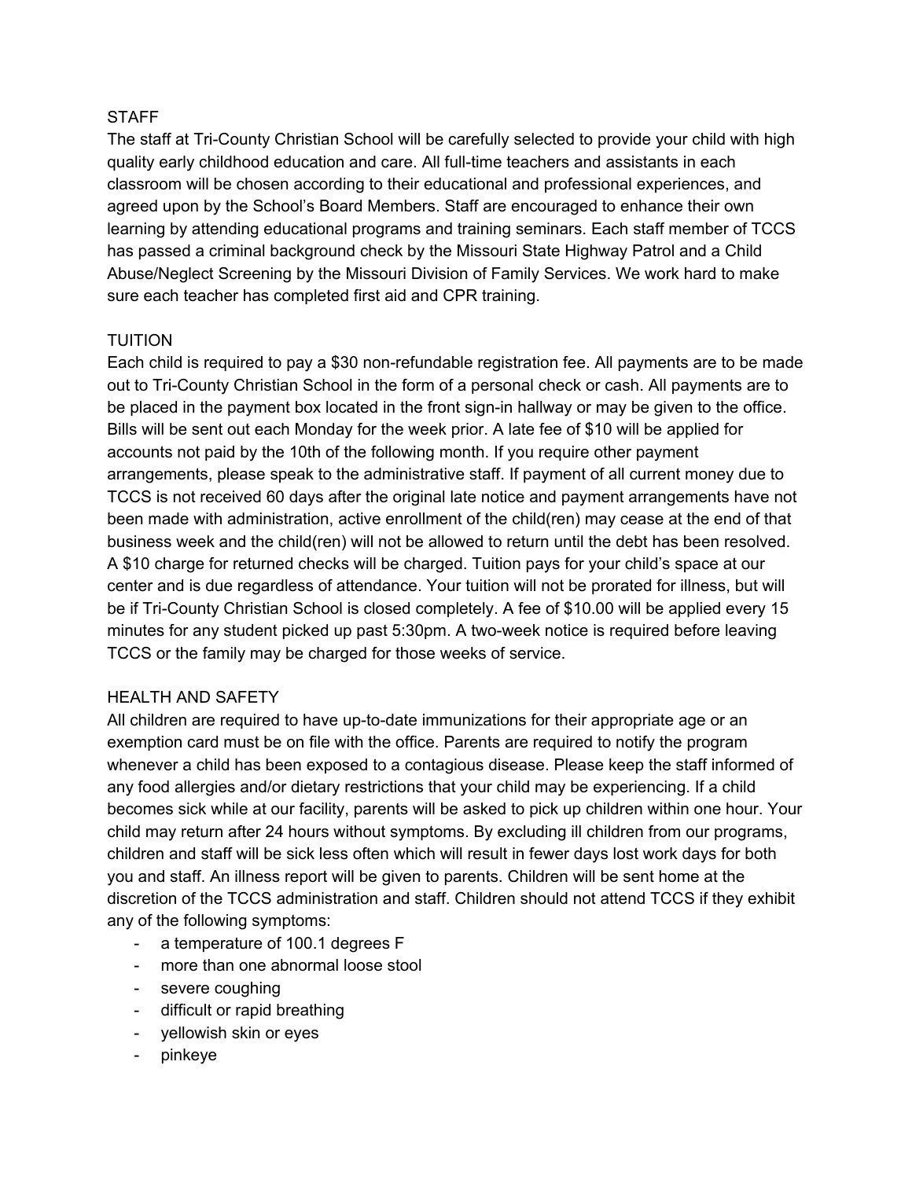## STAFF

The staff at Tri-County Christian School will be carefully selected to provide your child with high quality early childhood education and care. All full-time teachers and assistants in each classroom will be chosen according to their educational and professional experiences, and agreed upon by the School's Board Members. Staff are encouraged to enhance their own learning by attending educational programs and training seminars. Each staff member of TCCS has passed a criminal background check by the Missouri State Highway Patrol and a Child Abuse/Neglect Screening by the Missouri Division of Family Services. We work hard to make sure each teacher has completed first aid and CPR training.

## TUITION

Each child is required to pay a $30 non-refundable registration fee. All payments are to be made out to Tri-County Christian School in the form of a personal check or cash. All payments are to be placed in the payment box located in the front sign-in hallway or may be given to the office. Bills will be sent out each Monday for the week prior. A late fee of $10 will be applied for accounts not paid by the 10th of the following month. If you require other payment arrangements, please speak to the administrative staff. If payment of all current money due to TCCS is not received 60 days after the original late notice and payment arrangements have not been made with administration, active enrollment of the child(ren) may cease at the end of that business week and the child(ren) will not be allowed to return until the debt has been resolved. A $10 charge for returned checks will be charged. Tuition pays for your child's space at our center and is due regardless of attendance. Your tuition will not be prorated for illness, but will be if Tri-County Christian School is closed completely. A fee of $10.00 will be applied every 15 minutes for any student picked up past 5:30pm. A two-week notice is required before leaving TCCS or the family may be charged for those weeks of service.

## HEALTH AND SAFETY

All children are required to have up-to-date immunizations for their appropriate age or an exemption card must be on file with the office. Parents are required to notify the program whenever a child has been exposed to a contagious disease. Please keep the staff informed of any food allergies and/or dietary restrictions that your child may be experiencing. If a child becomes sick while at our facility, parents will be asked to pick up children within one hour. Your child may return after 24 hours without symptoms. By excluding ill children from our programs, children and staff will be sick less often which will result in fewer days lost work days for both you and staff. An illness report will be given to parents. Children will be sent home at the discretion of the TCCS administration and staff. Children should not attend TCCS if they exhibit any of the following symptoms:

- a temperature of 100.1 degrees F
- more than one abnormal loose stool
- severe coughing
- difficult or rapid breathing
- yellowish skin or eyes
- pinkeye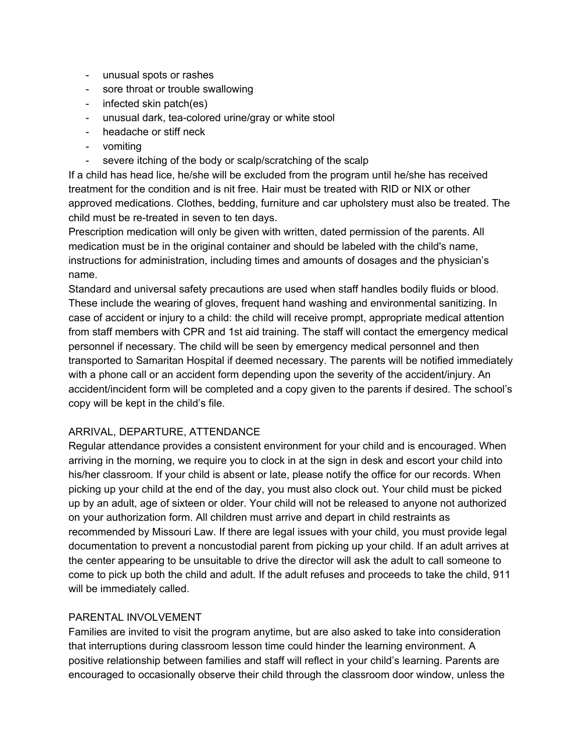- unusual spots or rashes
- sore throat or trouble swallowing
- infected skin patch(es)
- unusual dark, tea-colored urine/gray or white stool
- headache or stiff neck
- vomiting
- severe itching of the body or scalp/scratching of the scalp

If a child has head lice, he/she will be excluded from the program until he/she has received treatment for the condition and is nit free. Hair must be treated with RID or NIX or other approved medications. Clothes, bedding, furniture and car upholstery must also be treated. The child must be re-treated in seven to ten days.

Prescription medication will only be given with written, dated permission of the parents. All medication must be in the original container and should be labeled with the child's name, instructions for administration, including times and amounts of dosages and the physician's name.

Standard and universal safety precautions are used when staff handles bodily fluids or blood. These include the wearing of gloves, frequent hand washing and environmental sanitizing. In case of accident or injury to a child: the child will receive prompt, appropriate medical attention from staff members with CPR and 1st aid training. The staff will contact the emergency medical personnel if necessary. The child will be seen by emergency medical personnel and then transported to Samaritan Hospital if deemed necessary. The parents will be notified immediately with a phone call or an accident form depending upon the severity of the accident/injury. An accident/incident form will be completed and a copy given to the parents if desired. The school's copy will be kept in the child's file.

## ARRIVAL, DEPARTURE, ATTENDANCE

Regular attendance provides a consistent environment for your child and is encouraged. When arriving in the morning, we require you to clock in at the sign in desk and escort your child into his/her classroom. If your child is absent or late, please notify the office for our records. When picking up your child at the end of the day, you must also clock out. Your child must be picked up by an adult, age of sixteen or older. Your child will not be released to anyone not authorized on your authorization form. All children must arrive and depart in child restraints as recommended by Missouri Law. If there are legal issues with your child, you must provide legal documentation to prevent a noncustodial parent from picking up your child. If an adult arrives at the center appearing to be unsuitable to drive the director will ask the adult to call someone to come to pick up both the child and adult. If the adult refuses and proceeds to take the child, 911 will be immediately called.

## PARENTAL INVOLVEMENT

Families are invited to visit the program anytime, but are also asked to take into consideration that interruptions during classroom lesson time could hinder the learning environment. A positive relationship between families and staff will reflect in your child's learning. Parents are encouraged to occasionally observe their child through the classroom door window, unless the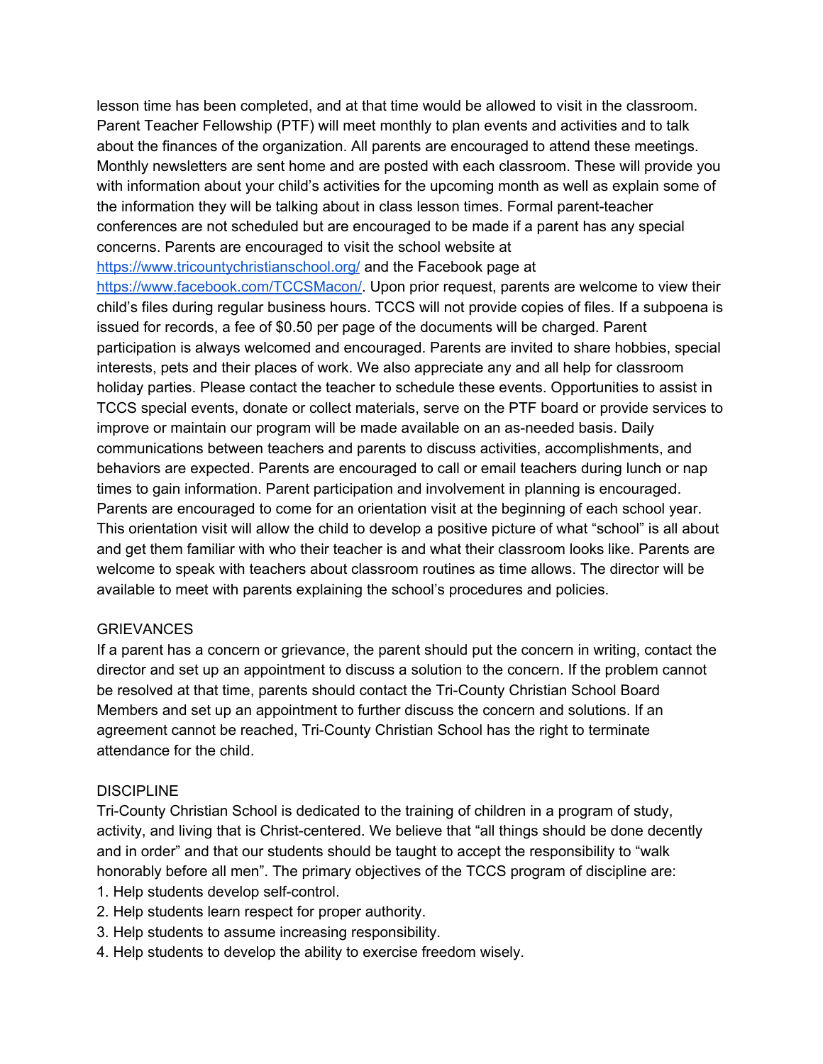lesson time has been completed, and at that time would be allowed to visit in the classroom. Parent Teacher Fellowship (PTF) will meet monthly to plan events and activities and to talk about the finances of the organization. All parents are encouraged to attend these meetings. Monthly newsletters are sent home and are posted with each classroom. These will provide you with information about your child's activities for the upcoming month as well as explain some of the information they will be talking about in class lesson times. Formal parent-teacher conferences are not scheduled but are encouraged to be made if a parent has any special concerns. Parents are encouraged to visit the school website at [https://www.tricountychristianschool.org/](https://www.tricountychristianschool.org/) and the Facebook page at [https://www.facebook.com/TCCSMacon/](https://www.facebook.com/TCCSMacon/). Upon prior request, parents are welcome to view their child's files during regular business hours. TCCS will not provide copies of files. If a subpoena is issued for records, a fee of $0.50 per page of the documents will be charged. Parent participation is always welcomed and encouraged. Parents are invited to share hobbies, special interests, pets and their places of work. We also appreciate any and all help for classroom holiday parties. Please contact the teacher to schedule these events. Opportunities to assist in TCCS special events, donate or collect materials, serve on the PTF board or provide services to improve or maintain our program will be made available on an as-needed basis. Daily communications between teachers and parents to discuss activities, accomplishments, and behaviors are expected. Parents are encouraged to call or email teachers during lunch or nap times to gain information. Parent participation and involvement in planning is encouraged. Parents are encouraged to come for an orientation visit at the beginning of each school year. This orientation visit will allow the child to develop a positive picture of what "school" is all about and get them familiar with who their teacher is and what their classroom looks like. Parents are welcome to speak with teachers about classroom routines as time allows. The director will be available to meet with parents explaining the school's procedures and policies.

## GRIEVANCES

If a parent has a concern or grievance, the parent should put the concern in writing, contact the director and set up an appointment to discuss a solution to the concern. If the problem cannot be resolved at that time, parents should contact the Tri-County Christian School Board Members and set up an appointment to further discuss the concern and solutions. If an agreement cannot be reached, Tri-County Christian School has the right to terminate attendance for the child.

## DISCIPLINE

Tri-County Christian School is dedicated to the training of children in a program of study, activity, and living that is Christ-centered. We believe that "all things should be done decently and in order" and that our students should be taught to accept the responsibility to "walk honorably before all men". The primary objectives of the TCCS program of discipline are:

1. Help students develop self-control.
2. Help students learn respect for proper authority.
3. Help students to assume increasing responsibility.
4. Help students to develop the ability to exercise freedom wisely.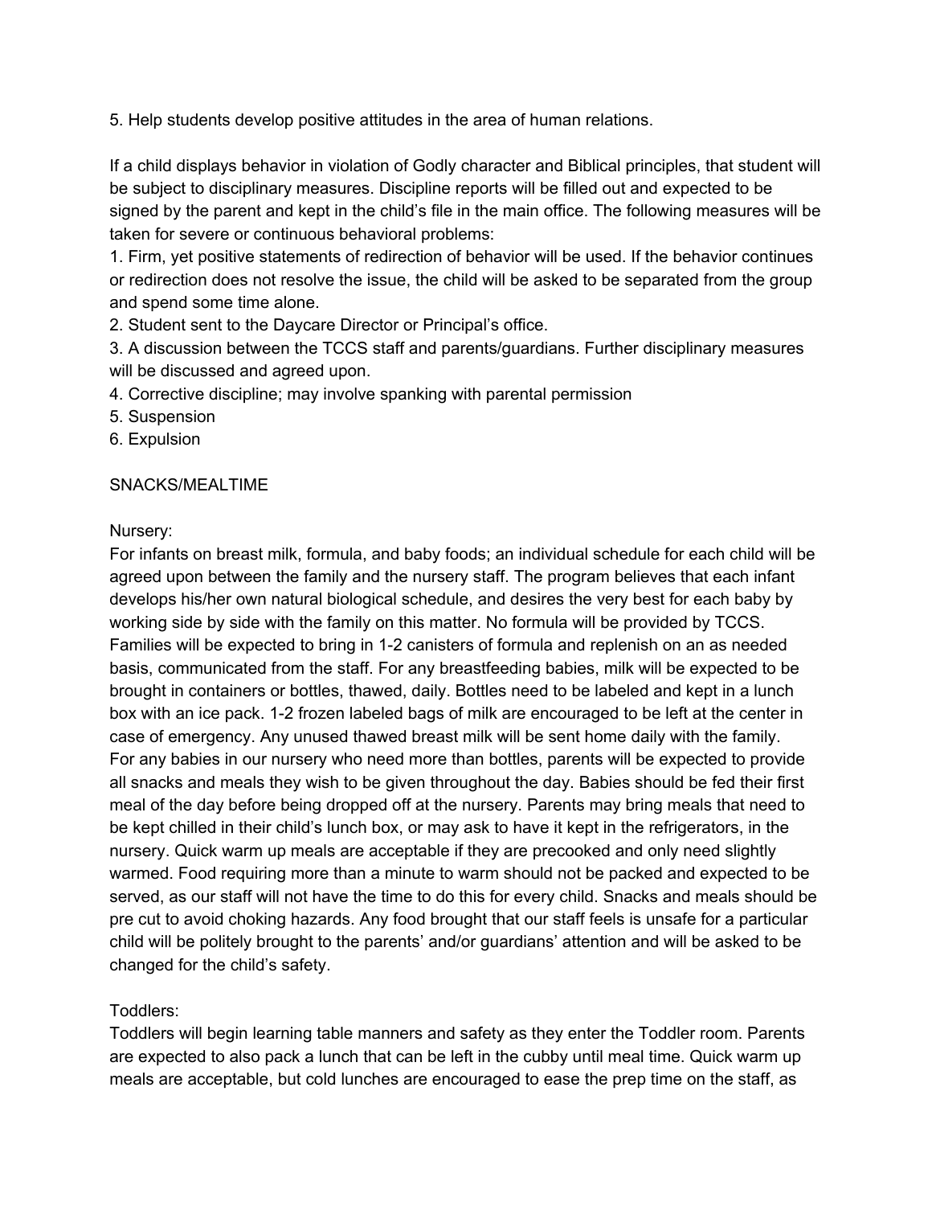5. Help students develop positive attitudes in the area of human relations.

If a child displays behavior in violation of Godly character and Biblical principles, that student will be subject to disciplinary measures. Discipline reports will be filled out and expected to be signed by the parent and kept in the child's file in the main office. The following measures will be taken for severe or continuous behavioral problems:

1. Firm, yet positive statements of redirection of behavior will be used. If the behavior continues or redirection does not resolve the issue, the child will be asked to be separated from the group and spend some time alone.
2. Student sent to the Daycare Director or Principal's office.
3. A discussion between the TCCS staff and parents/guardians. Further disciplinary measures will be discussed and agreed upon.
4. Corrective discipline; may involve spanking with parental permission
5. Suspension
6. Expulsion

## SNACKS/MEALTIME

### Nursery:

For infants on breast milk, formula, and baby foods; an individual schedule for each child will be agreed upon between the family and the nursery staff. The program believes that each infant develops his/her own natural biological schedule, and desires the very best for each baby by working side by side with the family on this matter. No formula will be provided by TCCS. Families will be expected to bring in 1-2 canisters of formula and replenish on an as needed basis, communicated from the staff. For any breastfeeding babies, milk will be expected to be brought in containers or bottles, thawed, daily. Bottles need to be labeled and kept in a lunch box with an ice pack. 1-2 frozen labeled bags of milk are encouraged to be left at the center in case of emergency. Any unused thawed breast milk will be sent home daily with the family. For any babies in our nursery who need more than bottles, parents will be expected to provide all snacks and meals they wish to be given throughout the day. Babies should be fed their first meal of the day before being dropped off at the nursery. Parents may bring meals that need to be kept chilled in their child's lunch box, or may ask to have it kept in the refrigerators, in the nursery. Quick warm up meals are acceptable if they are precooked and only need slightly warmed. Food requiring more than a minute to warm should not be packed and expected to be served, as our staff will not have the time to do this for every child. Snacks and meals should be pre cut to avoid choking hazards. Any food brought that our staff feels is unsafe for a particular child will be politely brought to the parents' and/or guardians' attention and will be asked to be changed for the child's safety.

### Toddlers:

Toddlers will begin learning table manners and safety as they enter the Toddler room. Parents are expected to also pack a lunch that can be left in the cubby until meal time. Quick warm up meals are acceptable, but cold lunches are encouraged to ease the prep time on the staff, as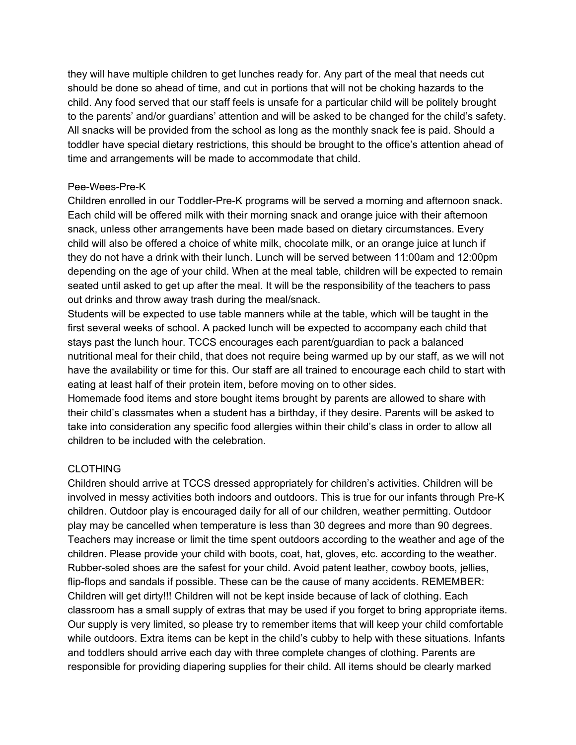they will have multiple children to get lunches ready for. Any part of the meal that needs cut should be done so ahead of time, and cut in portions that will not be choking hazards to the child. Any food served that our staff feels is unsafe for a particular child will be politely brought to the parents' and/or guardians' attention and will be asked to be changed for the child's safety. All snacks will be provided from the school as long as the monthly snack fee is paid. Should a toddler have special dietary restrictions, this should be brought to the office's attention ahead of time and arrangements will be made to accommodate that child.

### Pee-Wees-Pre-K

Children enrolled in our Toddler-Pre-K programs will be served a morning and afternoon snack. Each child will be offered milk with their morning snack and orange juice with their afternoon snack, unless other arrangements have been made based on dietary circumstances. Every child will also be offered a choice of white milk, chocolate milk, or an orange juice at lunch if they do not have a drink with their lunch. Lunch will be served between 11:00am and 12:00pm depending on the age of your child. When at the meal table, children will be expected to remain seated until asked to get up after the meal. It will be the responsibility of the teachers to pass out drinks and throw away trash during the meal/snack.

Students will be expected to use table manners while at the table, which will be taught in the first several weeks of school. A packed lunch will be expected to accompany each child that stays past the lunch hour. TCCS encourages each parent/guardian to pack a balanced nutritional meal for their child, that does not require being warmed up by our staff, as we will not have the availability or time for this. Our staff are all trained to encourage each child to start with eating at least half of their protein item, before moving on to other sides.

Homemade food items and store bought items brought by parents are allowed to share with their child's classmates when a student has a birthday, if they desire. Parents will be asked to take into consideration any specific food allergies within their child's class in order to allow all children to be included with the celebration.

## CLOTHING

Children should arrive at TCCS dressed appropriately for children's activities. Children will be involved in messy activities both indoors and outdoors. This is true for our infants through Pre-K children. Outdoor play is encouraged daily for all of our children, weather permitting. Outdoor play may be cancelled when temperature is less than 30 degrees and more than 90 degrees. Teachers may increase or limit the time spent outdoors according to the weather and age of the children. Please provide your child with boots, coat, hat, gloves, etc. according to the weather. Rubber-soled shoes are the safest for your child. Avoid patent leather, cowboy boots, jellies, flip-flops and sandals if possible. These can be the cause of many accidents. REMEMBER: Children will get dirty!!! Children will not be kept inside because of lack of clothing. Each classroom has a small supply of extras that may be used if you forget to bring appropriate items. Our supply is very limited, so please try to remember items that will keep your child comfortable while outdoors. Extra items can be kept in the child's cubby to help with these situations. Infants and toddlers should arrive each day with three complete changes of clothing. Parents are responsible for providing diapering supplies for their child. All items should be clearly marked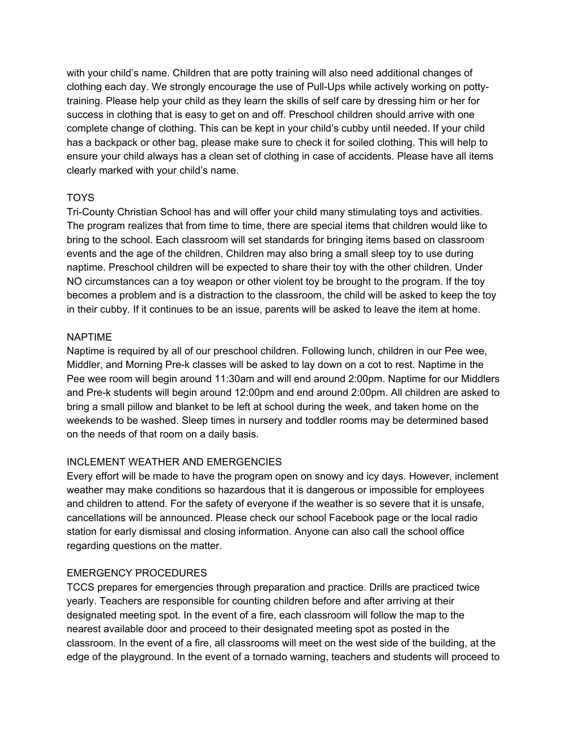with your child's name. Children that are potty training will also need additional changes of clothing each day. We strongly encourage the use of Pull-Ups while actively working on potty-training. Please help your child as they learn the skills of self care by dressing him or her for success in clothing that is easy to get on and off. Preschool children should arrive with one complete change of clothing. This can be kept in your child's cubby until needed. If your child has a backpack or other bag, please make sure to check it for soiled clothing. This will help to ensure your child always has a clean set of clothing in case of accidents. Please have all items clearly marked with your child's name.

## TOYS

Tri-County Christian School has and will offer your child many stimulating toys and activities. The program realizes that from time to time, there are special items that children would like to bring to the school. Each classroom will set standards for bringing items based on classroom events and the age of the children. Children may also bring a small sleep toy to use during naptime. Preschool children will be expected to share their toy with the other children. Under NO circumstances can a toy weapon or other violent toy be brought to the program. If the toy becomes a problem and is a distraction to the classroom, the child will be asked to keep the toy in their cubby. If it continues to be an issue, parents will be asked to leave the item at home.

## NAPTIME

Naptime is required by all of our preschool children. Following lunch, children in our Pee wee, Middler, and Morning Pre-k classes will be asked to lay down on a cot to rest. Naptime in the Pee wee room will begin around 11:30am and will end around 2:00pm. Naptime for our Middlers and Pre-k students will begin around 12:00pm and end around 2:00pm. All children are asked to bring a small pillow and blanket to be left at school during the week, and taken home on the weekends to be washed. Sleep times in nursery and toddler rooms may be determined based on the needs of that room on a daily basis.

## INCLEMENT WEATHER AND EMERGENCIES

Every effort will be made to have the program open on snowy and icy days. However, inclement weather may make conditions so hazardous that it is dangerous or impossible for employees and children to attend. For the safety of everyone if the weather is so severe that it is unsafe, cancellations will be announced. Please check our school Facebook page or the local radio station for early dismissal and closing information. Anyone can also call the school office regarding questions on the matter.

## EMERGENCY PROCEDURES

TCCS prepares for emergencies through preparation and practice. Drills are practiced twice yearly. Teachers are responsible for counting children before and after arriving at their designated meeting spot. In the event of a fire, each classroom will follow the map to the nearest available door and proceed to their designated meeting spot as posted in the classroom. In the event of a fire, all classrooms will meet on the west side of the building, at the edge of the playground. In the event of a tornado warning, teachers and students will proceed to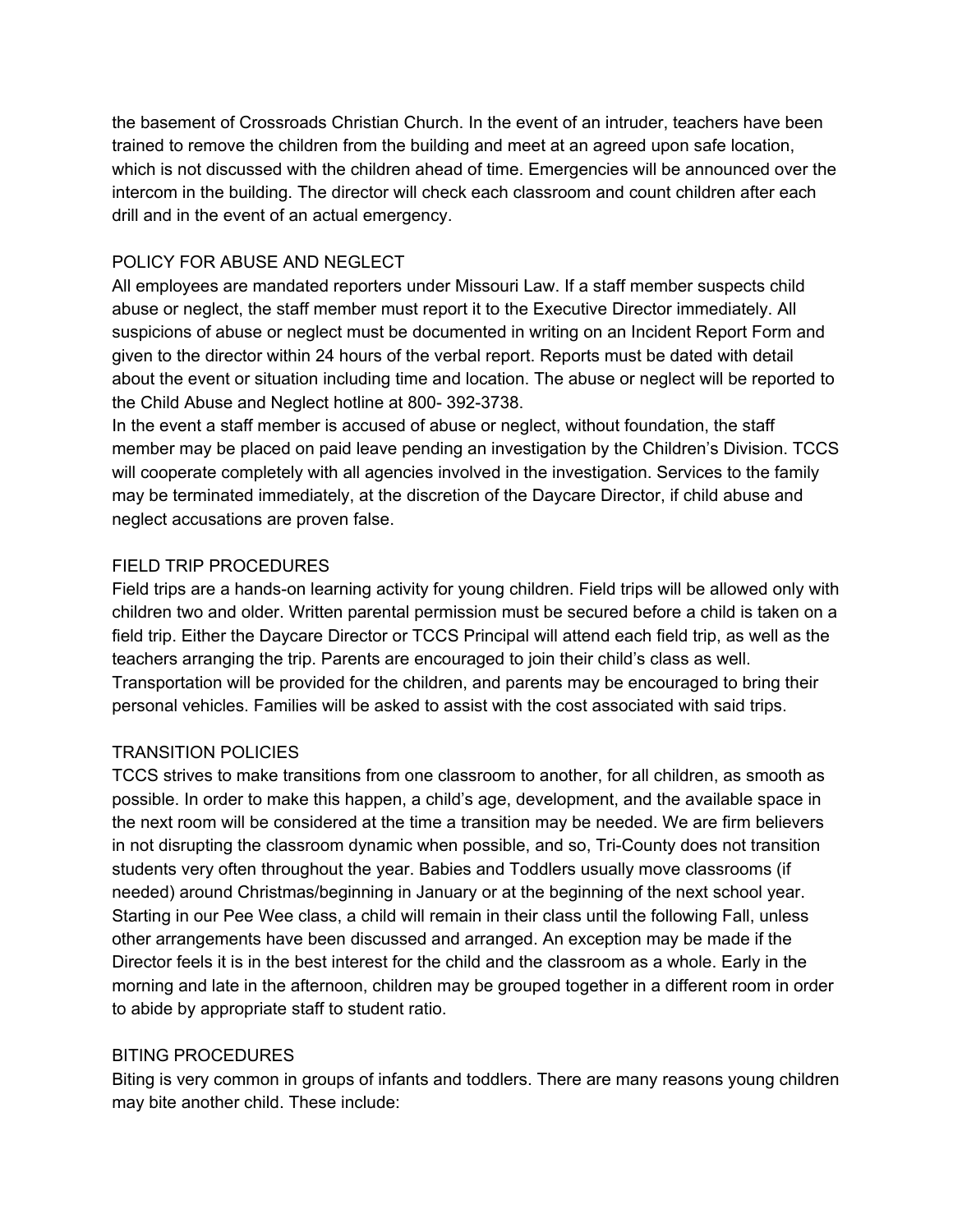the basement of Crossroads Christian Church. In the event of an intruder, teachers have been trained to remove the children from the building and meet at an agreed upon safe location, which is not discussed with the children ahead of time. Emergencies will be announced over the intercom in the building. The director will check each classroom and count children after each drill and in the event of an actual emergency.

## POLICY FOR ABUSE AND NEGLECT

All employees are mandated reporters under Missouri Law. If a staff member suspects child abuse or neglect, the staff member must report it to the Executive Director immediately. All suspicions of abuse or neglect must be documented in writing on an Incident Report Form and given to the director within 24 hours of the verbal report. Reports must be dated with detail about the event or situation including time and location. The abuse or neglect will be reported to the Child Abuse and Neglect hotline at 800- 392-3738.

In the event a staff member is accused of abuse or neglect, without foundation, the staff member may be placed on paid leave pending an investigation by the Children's Division. TCCS will cooperate completely with all agencies involved in the investigation. Services to the family may be terminated immediately, at the discretion of the Daycare Director, if child abuse and neglect accusations are proven false.

## FIELD TRIP PROCEDURES

Field trips are a hands-on learning activity for young children. Field trips will be allowed only with children two and older. Written parental permission must be secured before a child is taken on a field trip. Either the Daycare Director or TCCS Principal will attend each field trip, as well as the teachers arranging the trip. Parents are encouraged to join their child's class as well. Transportation will be provided for the children, and parents may be encouraged to bring their personal vehicles. Families will be asked to assist with the cost associated with said trips.

## TRANSITION POLICIES

TCCS strives to make transitions from one classroom to another, for all children, as smooth as possible. In order to make this happen, a child's age, development, and the available space in the next room will be considered at the time a transition may be needed. We are firm believers in not disrupting the classroom dynamic when possible, and so, Tri-County does not transition students very often throughout the year. Babies and Toddlers usually move classrooms (if needed) around Christmas/beginning in January or at the beginning of the next school year. Starting in our Pee Wee class, a child will remain in their class until the following Fall, unless other arrangements have been discussed and arranged. An exception may be made if the Director feels it is in the best interest for the child and the classroom as a whole. Early in the morning and late in the afternoon, children may be grouped together in a different room in order to abide by appropriate staff to student ratio.

## BITING PROCEDURES

Biting is very common in groups of infants and toddlers. There are many reasons young children may bite another child. These include: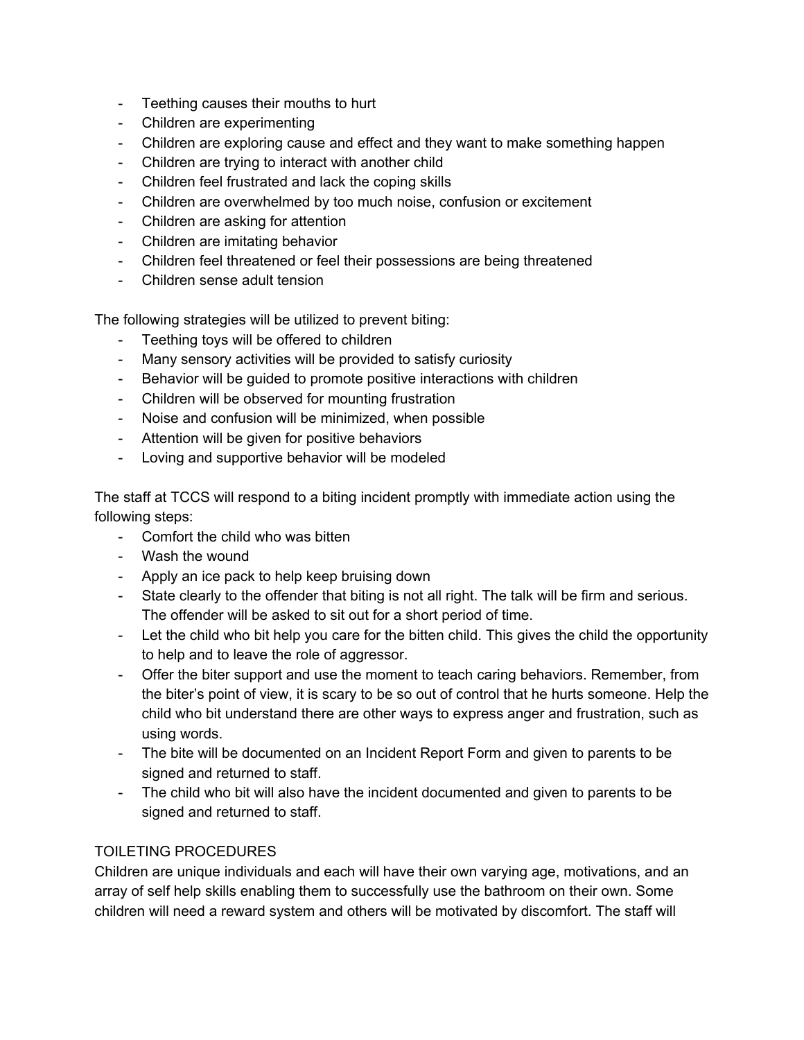- Teething causes their mouths to hurt
- Children are experimenting
- Children are exploring cause and effect and they want to make something happen
- Children are trying to interact with another child
- Children feel frustrated and lack the coping skills
- Children are overwhelmed by too much noise, confusion or excitement
- Children are asking for attention
- Children are imitating behavior
- Children feel threatened or feel their possessions are being threatened
- Children sense adult tension

The following strategies will be utilized to prevent biting:

- Teething toys will be offered to children
- Many sensory activities will be provided to satisfy curiosity
- Behavior will be guided to promote positive interactions with children
- Children will be observed for mounting frustration
- Noise and confusion will be minimized, when possible
- Attention will be given for positive behaviors
- Loving and supportive behavior will be modeled

The staff at TCCS will respond to a biting incident promptly with immediate action using the following steps:

- Comfort the child who was bitten
- Wash the wound
- Apply an ice pack to help keep bruising down
- State clearly to the offender that biting is not all right. The talk will be firm and serious. The offender will be asked to sit out for a short period of time.
- Let the child who bit help you care for the bitten child. This gives the child the opportunity to help and to leave the role of aggressor.
- Offer the biter support and use the moment to teach caring behaviors. Remember, from the biter's point of view, it is scary to be so out of control that he hurts someone. Help the child who bit understand there are other ways to express anger and frustration, such as using words.
- The bite will be documented on an Incident Report Form and given to parents to be signed and returned to staff.
- The child who bit will also have the incident documented and given to parents to be signed and returned to staff.

TOILETING PROCEDURES

Children are unique individuals and each will have their own varying age, motivations, and an array of self help skills enabling them to successfully use the bathroom on their own. Some children will need a reward system and others will be motivated by discomfort. The staff will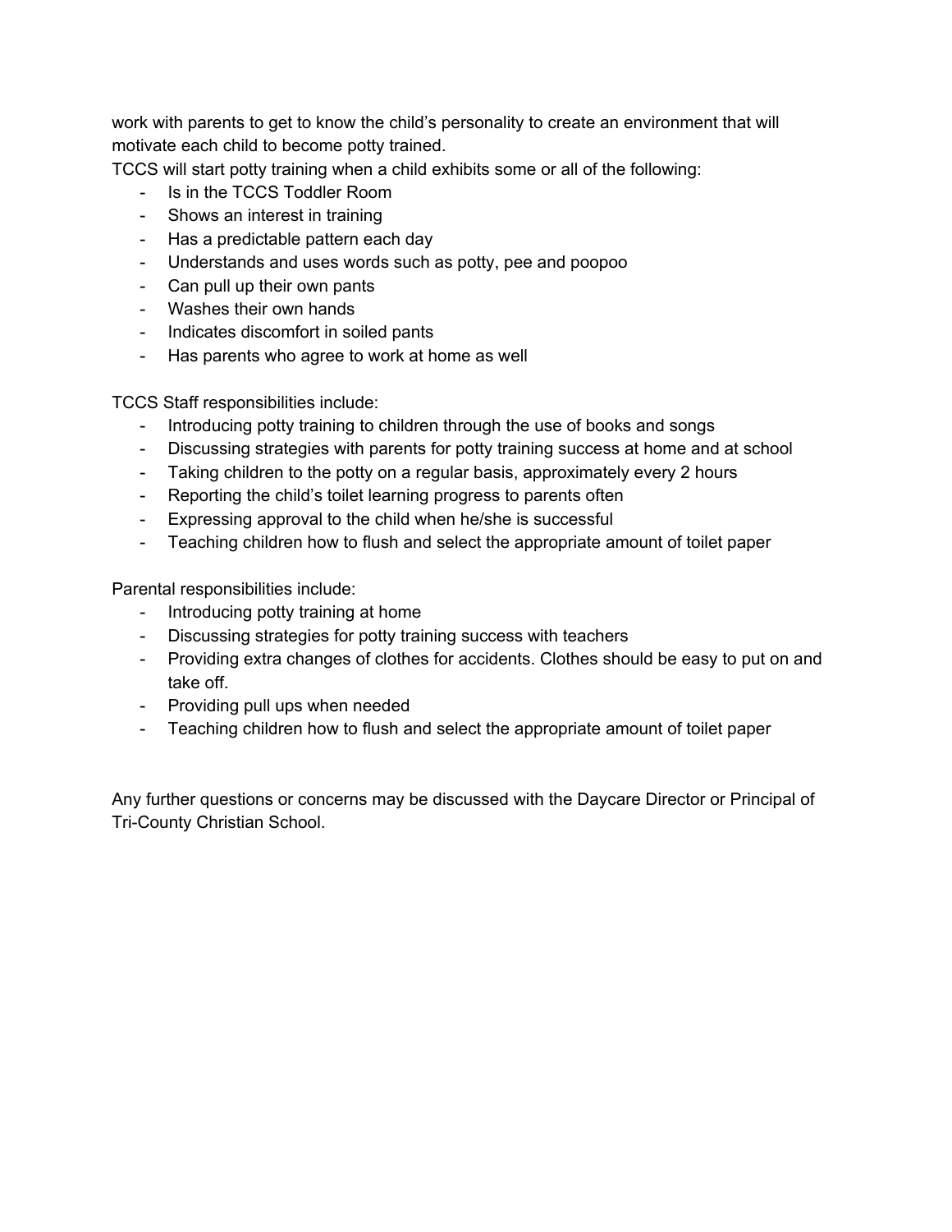work with parents to get to know the child's personality to create an environment that will motivate each child to become potty trained.

TCCS will start potty training when a child exhibits some or all of the following:

- Is in the TCCS Toddler Room
- Shows an interest in training
- Has a predictable pattern each day
- Understands and uses words such as potty, pee and poopoo
- Can pull up their own pants
- Washes their own hands
- Indicates discomfort in soiled pants
- Has parents who agree to work at home as well

TCCS Staff responsibilities include:

- Introducing potty training to children through the use of books and songs
- Discussing strategies with parents for potty training success at home and at school
- Taking children to the potty on a regular basis, approximately every 2 hours
- Reporting the child's toilet learning progress to parents often
- Expressing approval to the child when he/she is successful
- Teaching children how to flush and select the appropriate amount of toilet paper

Parental responsibilities include:

- Introducing potty training at home
- Discussing strategies for potty training success with teachers
- Providing extra changes of clothes for accidents. Clothes should be easy to put on and take off.
- Providing pull ups when needed
- Teaching children how to flush and select the appropriate amount of toilet paper

Any further questions or concerns may be discussed with the Daycare Director or Principal of Tri-County Christian School.